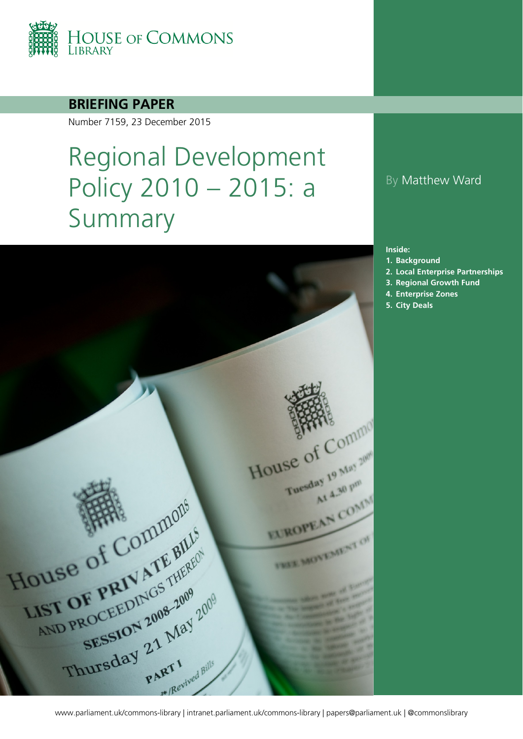HOUSE OF COMMONS LIBRARY

**BRIEFING PAPER**

Number 7159, 23 December 2015

# Regional Development Policy 2010 – 2015: a Summary

By Matthew Ward

**Inside:**

1. **Background**
2. **Local Enterprise Partnerships**
3. **Regional Growth Fund**
4. **Enterprise Zones**
5. **City Deals**

www.parliament.uk/commons-library | intranet.parliament.uk/commons-library | papers@parliament.uk | @commonslibrary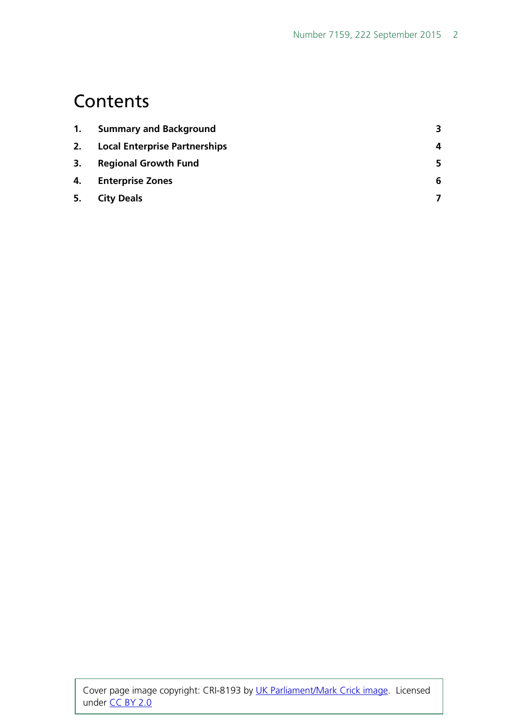# Contents

| | | |
|---|---|---|
| **1.** | **Summary and Background** | **3** |
| **2.** | **Local Enterprise Partnerships** | **4** |
| **3.** | **Regional Growth Fund** | **5** |
| **4.** | **Enterprise Zones** | **6** |
| **5.** | **City Deals** | **7** |

Cover page image copyright: CRI-8193 by UK Parliament/Mark Crick image. Licensed under CC BY 2.0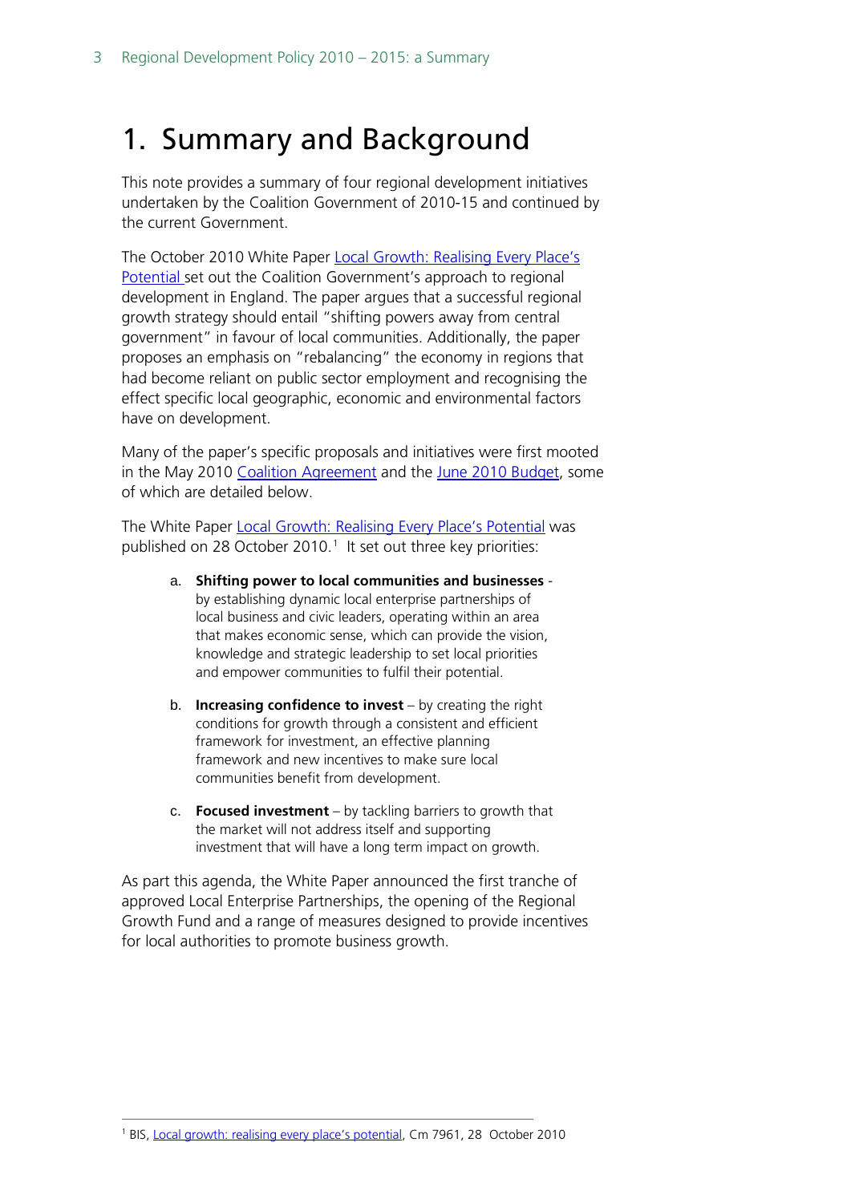# 1. Summary and Background

This note provides a summary of four regional development initiatives undertaken by the Coalition Government of 2010-15 and continued by the current Government.

The October 2010 White Paper Local Growth: Realising Every Place's Potential set out the Coalition Government's approach to regional development in England. The paper argues that a successful regional growth strategy should entail "shifting powers away from central government" in favour of local communities. Additionally, the paper proposes an emphasis on "rebalancing" the economy in regions that had become reliant on public sector employment and recognising the effect specific local geographic, economic and environmental factors have on development.

Many of the paper's specific proposals and initiatives were first mooted in the May 2010 Coalition Agreement and the June 2010 Budget, some of which are detailed below.

The White Paper Local Growth: Realising Every Place's Potential was published on 28 October 2010.[1] It set out three key priorities:

a. **Shifting power to local communities and businesses** - by establishing dynamic local enterprise partnerships of local business and civic leaders, operating within an area that makes economic sense, which can provide the vision, knowledge and strategic leadership to set local priorities and empower communities to fulfil their potential.

b. **Increasing confidence to invest** – by creating the right conditions for growth through a consistent and efficient framework for investment, an effective planning framework and new incentives to make sure local communities benefit from development.

c. **Focused investment** – by tackling barriers to growth that the market will not address itself and supporting investment that will have a long term impact on growth.

As part this agenda, the White Paper announced the first tranche of approved Local Enterprise Partnerships, the opening of the Regional Growth Fund and a range of measures designed to provide incentives for local authorities to promote business growth.

---

[1] BIS, Local growth: realising every place's potential, Cm 7961, 28 October 2010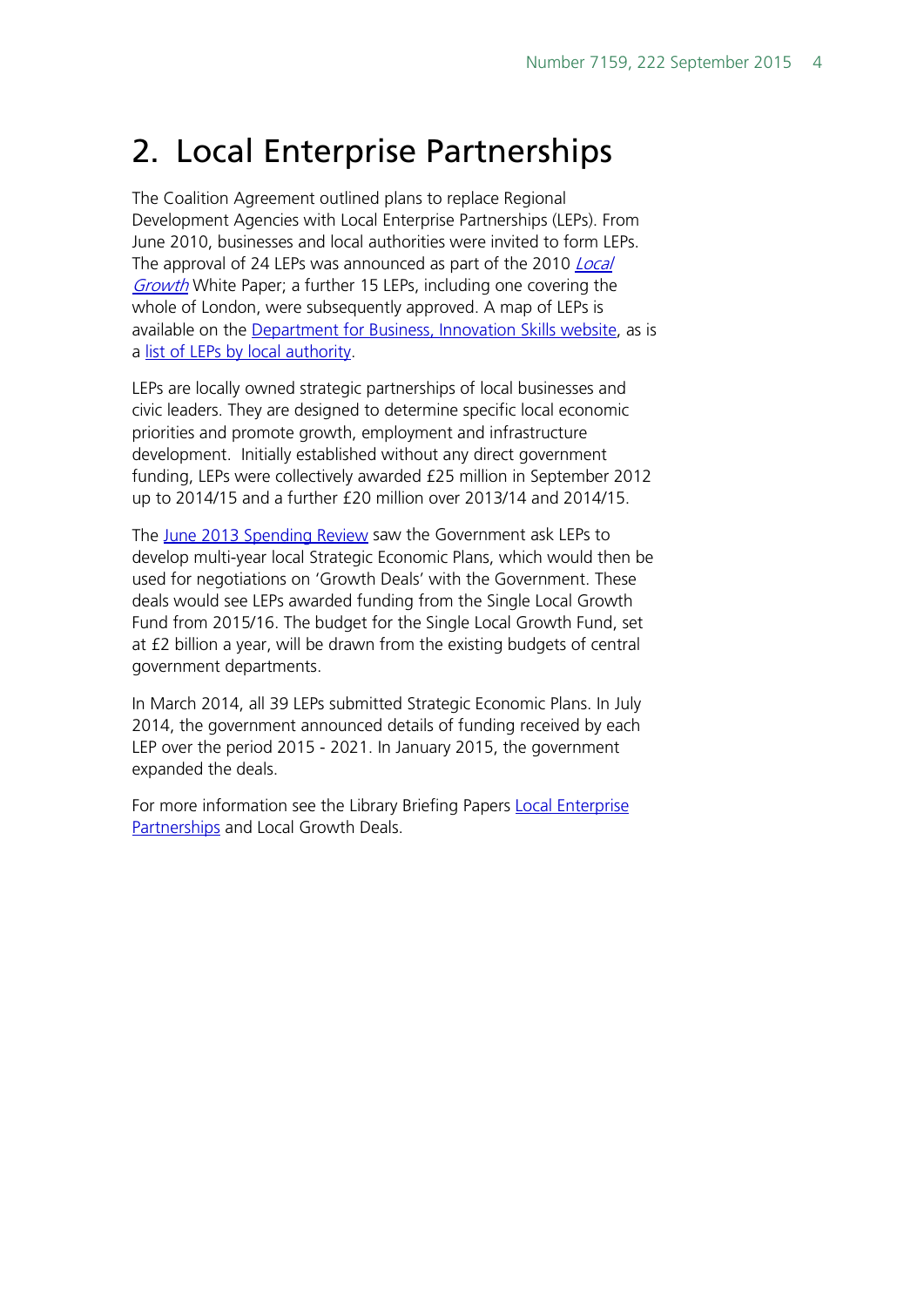## 2. Local Enterprise Partnerships

The Coalition Agreement outlined plans to replace Regional Development Agencies with Local Enterprise Partnerships (LEPs). From June 2010, businesses and local authorities were invited to form LEPs. The approval of 24 LEPs was announced as part of the 2010 *Local Growth* White Paper; a further 15 LEPs, including one covering the whole of London, were subsequently approved. A map of LEPs is available on the Department for Business, Innovation Skills website, as is a list of LEPs by local authority.

LEPs are locally owned strategic partnerships of local businesses and civic leaders. They are designed to determine specific local economic priorities and promote growth, employment and infrastructure development. Initially established without any direct government funding, LEPs were collectively awarded £25 million in September 2012 up to 2014/15 and a further £20 million over 2013/14 and 2014/15.

The June 2013 Spending Review saw the Government ask LEPs to develop multi-year local Strategic Economic Plans, which would then be used for negotiations on 'Growth Deals' with the Government. These deals would see LEPs awarded funding from the Single Local Growth Fund from 2015/16. The budget for the Single Local Growth Fund, set at £2 billion a year, will be drawn from the existing budgets of central government departments.

In March 2014, all 39 LEPs submitted Strategic Economic Plans. In July 2014, the government announced details of funding received by each LEP over the period 2015 - 2021. In January 2015, the government expanded the deals.

For more information see the Library Briefing Papers Local Enterprise Partnerships and Local Growth Deals.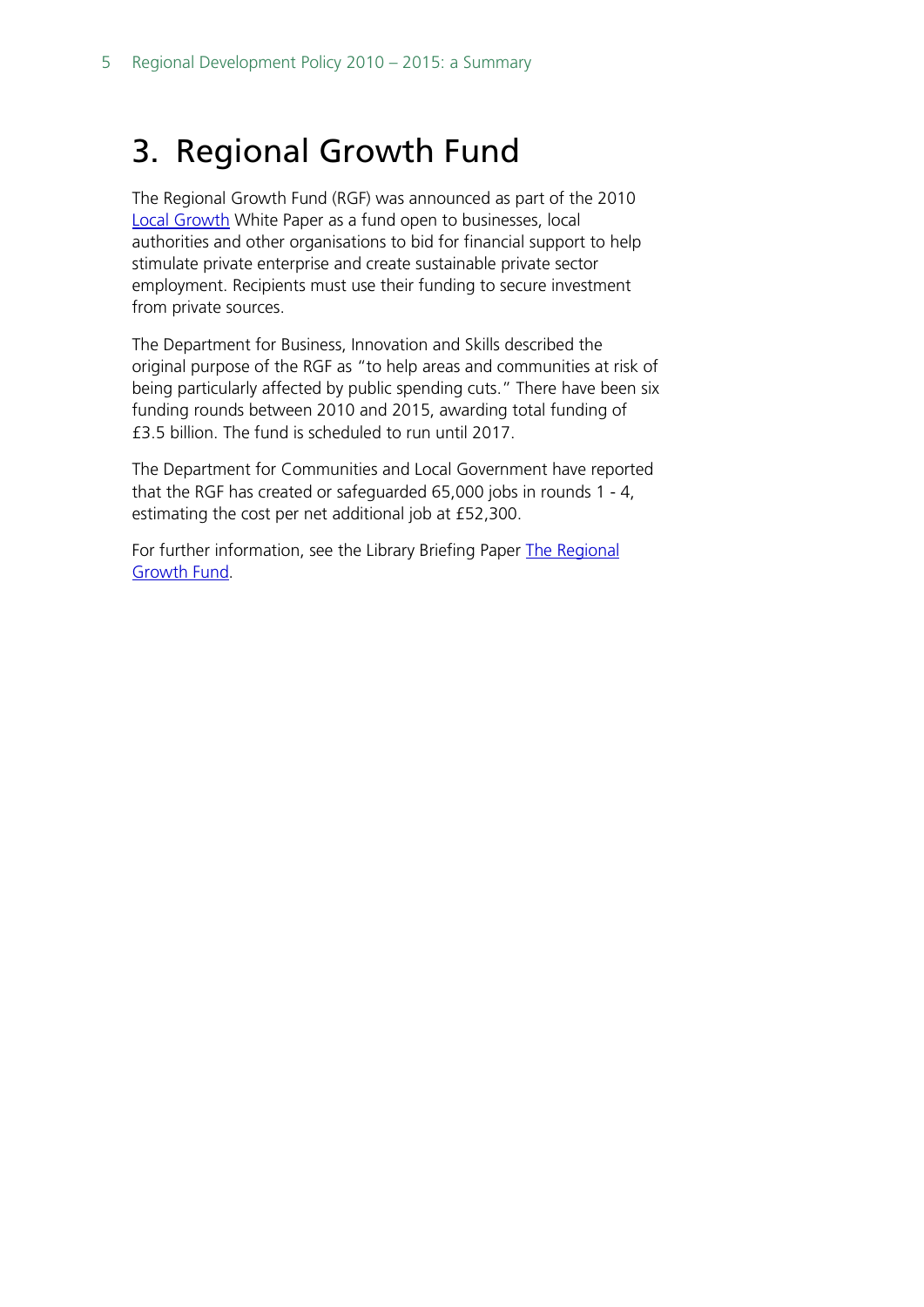# 3. Regional Growth Fund

The Regional Growth Fund (RGF) was announced as part of the 2010 Local Growth White Paper as a fund open to businesses, local authorities and other organisations to bid for financial support to help stimulate private enterprise and create sustainable private sector employment. Recipients must use their funding to secure investment from private sources.

The Department for Business, Innovation and Skills described the original purpose of the RGF as "to help areas and communities at risk of being particularly affected by public spending cuts." There have been six funding rounds between 2010 and 2015, awarding total funding of £3.5 billion. The fund is scheduled to run until 2017.

The Department for Communities and Local Government have reported that the RGF has created or safeguarded 65,000 jobs in rounds 1 - 4, estimating the cost per net additional job at £52,300.

For further information, see the Library Briefing Paper The Regional Growth Fund.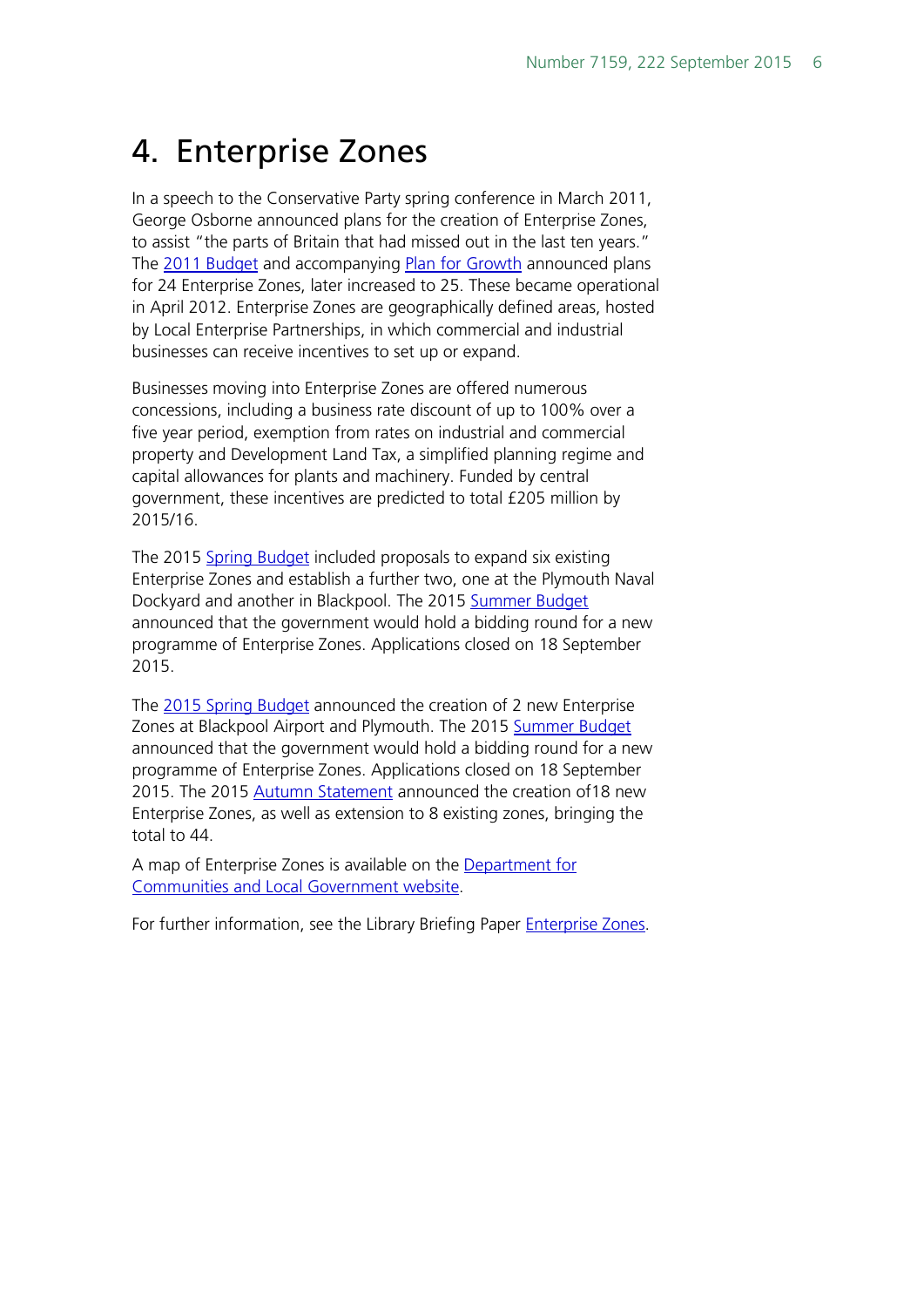# 4. Enterprise Zones

In a speech to the Conservative Party spring conference in March 2011, George Osborne announced plans for the creation of Enterprise Zones, to assist "the parts of Britain that had missed out in the last ten years." The 2011 Budget and accompanying Plan for Growth announced plans for 24 Enterprise Zones, later increased to 25. These became operational in April 2012. Enterprise Zones are geographically defined areas, hosted by Local Enterprise Partnerships, in which commercial and industrial businesses can receive incentives to set up or expand.

Businesses moving into Enterprise Zones are offered numerous concessions, including a business rate discount of up to 100% over a five year period, exemption from rates on industrial and commercial property and Development Land Tax, a simplified planning regime and capital allowances for plants and machinery. Funded by central government, these incentives are predicted to total £205 million by 2015/16.

The 2015 Spring Budget included proposals to expand six existing Enterprise Zones and establish a further two, one at the Plymouth Naval Dockyard and another in Blackpool. The 2015 Summer Budget announced that the government would hold a bidding round for a new programme of Enterprise Zones. Applications closed on 18 September 2015.

The 2015 Spring Budget announced the creation of 2 new Enterprise Zones at Blackpool Airport and Plymouth. The 2015 Summer Budget announced that the government would hold a bidding round for a new programme of Enterprise Zones. Applications closed on 18 September 2015. The 2015 Autumn Statement announced the creation of18 new Enterprise Zones, as well as extension to 8 existing zones, bringing the total to 44.

A map of Enterprise Zones is available on the Department for Communities and Local Government website.

For further information, see the Library Briefing Paper Enterprise Zones.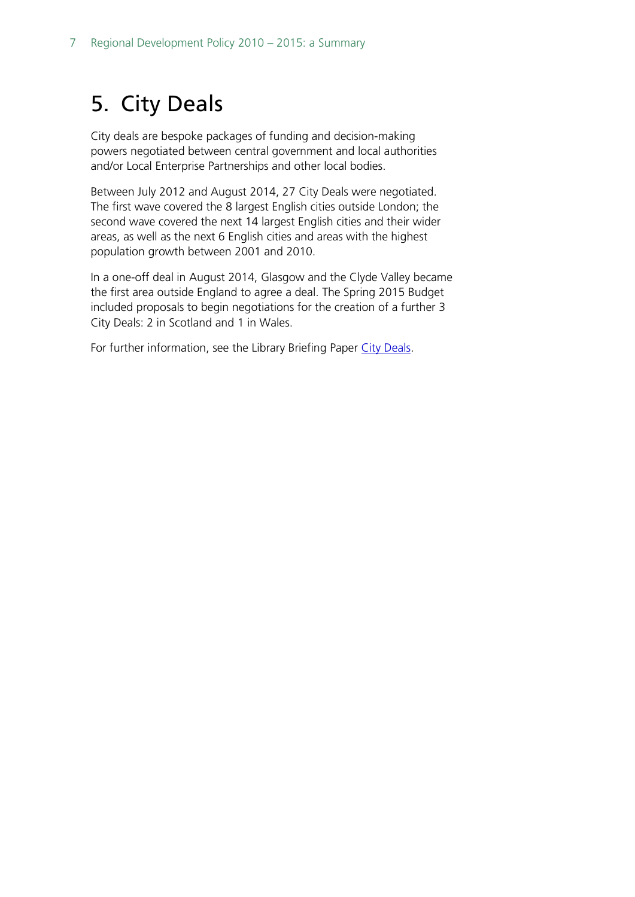# 5. City Deals

City deals are bespoke packages of funding and decision-making powers negotiated between central government and local authorities and/or Local Enterprise Partnerships and other local bodies.

Between July 2012 and August 2014, 27 City Deals were negotiated. The first wave covered the 8 largest English cities outside London; the second wave covered the next 14 largest English cities and their wider areas, as well as the next 6 English cities and areas with the highest population growth between 2001 and 2010.

In a one-off deal in August 2014, Glasgow and the Clyde Valley became the first area outside England to agree a deal. The Spring 2015 Budget included proposals to begin negotiations for the creation of a further 3 City Deals: 2 in Scotland and 1 in Wales.

For further information, see the Library Briefing Paper City Deals.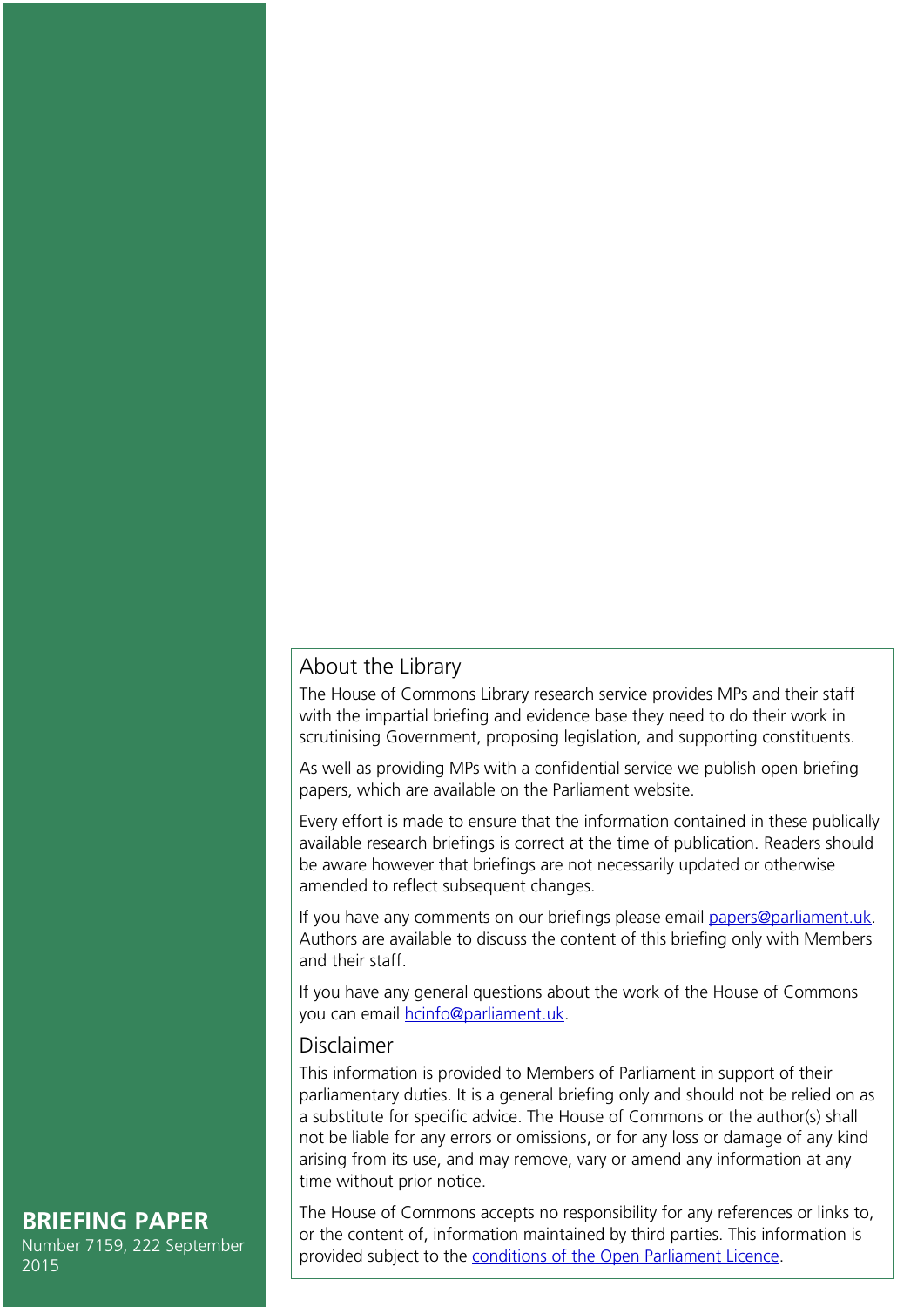**BRIEFING PAPER**

Number 7159, 222 September 2015

## About the Library

The House of Commons Library research service provides MPs and their staff with the impartial briefing and evidence base they need to do their work in scrutinising Government, proposing legislation, and supporting constituents.

As well as providing MPs with a confidential service we publish open briefing papers, which are available on the Parliament website.

Every effort is made to ensure that the information contained in these publically available research briefings is correct at the time of publication. Readers should be aware however that briefings are not necessarily updated or otherwise amended to reflect subsequent changes.

If you have any comments on our briefings please email papers@parliament.uk. Authors are available to discuss the content of this briefing only with Members and their staff.

If you have any general questions about the work of the House of Commons you can email hcinfo@parliament.uk.

## Disclaimer

This information is provided to Members of Parliament in support of their parliamentary duties. It is a general briefing only and should not be relied on as a substitute for specific advice. The House of Commons or the author(s) shall not be liable for any errors or omissions, or for any loss or damage of any kind arising from its use, and may remove, vary or amend any information at any time without prior notice.

The House of Commons accepts no responsibility for any references or links to, or the content of, information maintained by third parties. This information is provided subject to the conditions of the Open Parliament Licence.